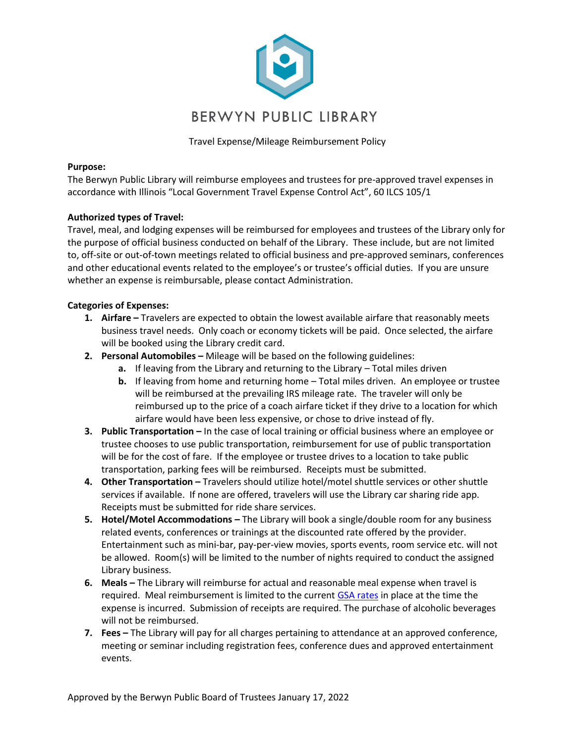# BERWYN PUBLIC LIBRARY

Travel Expense/Mileage Reimbursement Policy

**Purpose:**
The Berwyn Public Library will reimburse employees and trustees for pre-approved travel expenses in accordance with Illinois "Local Government Travel Expense Control Act", 60 ILCS 105/1

**Authorized types of Travel:**
Travel, meal, and lodging expenses will be reimbursed for employees and trustees of the Library only for the purpose of official business conducted on behalf of the Library. These include, but are not limited to, off-site or out-of-town meetings related to official business and pre-approved seminars, conferences and other educational events related to the employee's or trustee's official duties. If you are unsure whether an expense is reimbursable, please contact Administration.

**Categories of Expenses:**

1. **Airfare –** Travelers are expected to obtain the lowest available airfare that reasonably meets business travel needs. Only coach or economy tickets will be paid. Once selected, the airfare will be booked using the Library credit card.
2. **Personal Automobiles –** Mileage will be based on the following guidelines:
   a. If leaving from the Library and returning to the Library – Total miles driven
   b. If leaving from home and returning home – Total miles driven. An employee or trustee will be reimbursed at the prevailing IRS mileage rate. The traveler will only be reimbursed up to the price of a coach airfare ticket if they drive to a location for which airfare would have been less expensive, or chose to drive instead of fly.
3. **Public Transportation –** In the case of local training or official business where an employee or trustee chooses to use public transportation, reimbursement for use of public transportation will be for the cost of fare. If the employee or trustee drives to a location to take public transportation, parking fees will be reimbursed. Receipts must be submitted.
4. **Other Transportation –** Travelers should utilize hotel/motel shuttle services or other shuttle services if available. If none are offered, travelers will use the Library car sharing ride app. Receipts must be submitted for ride share services.
5. **Hotel/Motel Accommodations –** The Library will book a single/double room for any business related events, conferences or trainings at the discounted rate offered by the provider. Entertainment such as mini-bar, pay-per-view movies, sports events, room service etc. will not be allowed. Room(s) will be limited to the number of nights required to conduct the assigned Library business.
6. **Meals –** The Library will reimburse for actual and reasonable meal expense when travel is required. Meal reimbursement is limited to the current GSA rates in place at the time the expense is incurred. Submission of receipts are required. The purchase of alcoholic beverages will not be reimbursed.
7. **Fees –** The Library will pay for all charges pertaining to attendance at an approved conference, meeting or seminar including registration fees, conference dues and approved entertainment events.

Approved by the Berwyn Public Board of Trustees January 17, 2022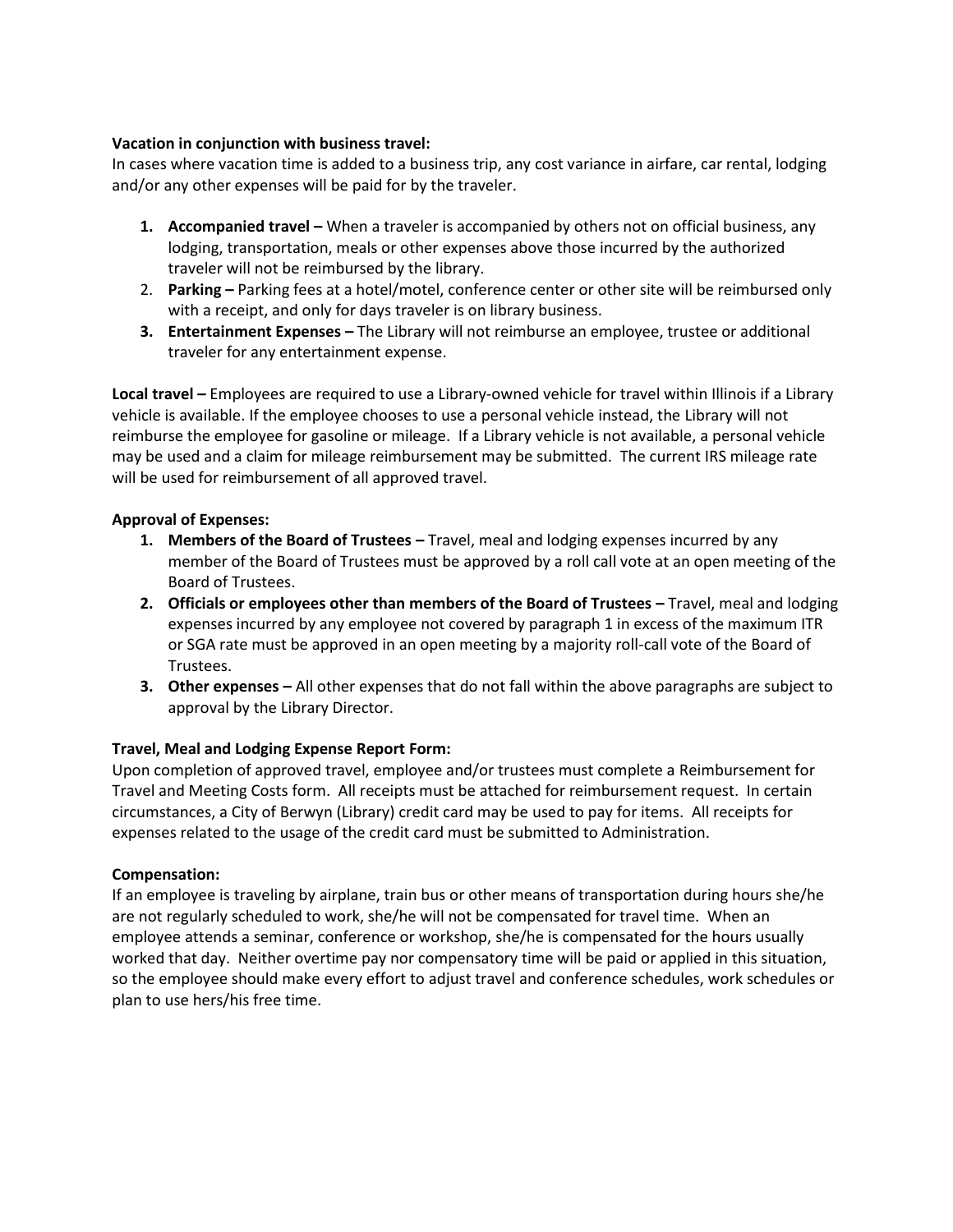**Vacation in conjunction with business travel:**
In cases where vacation time is added to a business trip, any cost variance in airfare, car rental, lodging and/or any other expenses will be paid for by the traveler.

1. **Accompanied travel –** When a traveler is accompanied by others not on official business, any lodging, transportation, meals or other expenses above those incurred by the authorized traveler will not be reimbursed by the library.
2. **Parking –** Parking fees at a hotel/motel, conference center or other site will be reimbursed only with a receipt, and only for days traveler is on library business.
3. **Entertainment Expenses –** The Library will not reimburse an employee, trustee or additional traveler for any entertainment expense.

**Local travel –** Employees are required to use a Library-owned vehicle for travel within Illinois if a Library vehicle is available. If the employee chooses to use a personal vehicle instead, the Library will not reimburse the employee for gasoline or mileage. If a Library vehicle is not available, a personal vehicle may be used and a claim for mileage reimbursement may be submitted. The current IRS mileage rate will be used for reimbursement of all approved travel.

**Approval of Expenses:**

1. **Members of the Board of Trustees –** Travel, meal and lodging expenses incurred by any member of the Board of Trustees must be approved by a roll call vote at an open meeting of the Board of Trustees.
2. **Officials or employees other than members of the Board of Trustees –** Travel, meal and lodging expenses incurred by any employee not covered by paragraph 1 in excess of the maximum ITR or SGA rate must be approved in an open meeting by a majority roll-call vote of the Board of Trustees.
3. **Other expenses –** All other expenses that do not fall within the above paragraphs are subject to approval by the Library Director.

**Travel, Meal and Lodging Expense Report Form:**
Upon completion of approved travel, employee and/or trustees must complete a Reimbursement for Travel and Meeting Costs form. All receipts must be attached for reimbursement request. In certain circumstances, a City of Berwyn (Library) credit card may be used to pay for items. All receipts for expenses related to the usage of the credit card must be submitted to Administration.

**Compensation:**
If an employee is traveling by airplane, train bus or other means of transportation during hours she/he are not regularly scheduled to work, she/he will not be compensated for travel time. When an employee attends a seminar, conference or workshop, she/he is compensated for the hours usually worked that day. Neither overtime pay nor compensatory time will be paid or applied in this situation, so the employee should make every effort to adjust travel and conference schedules, work schedules or plan to use hers/his free time.